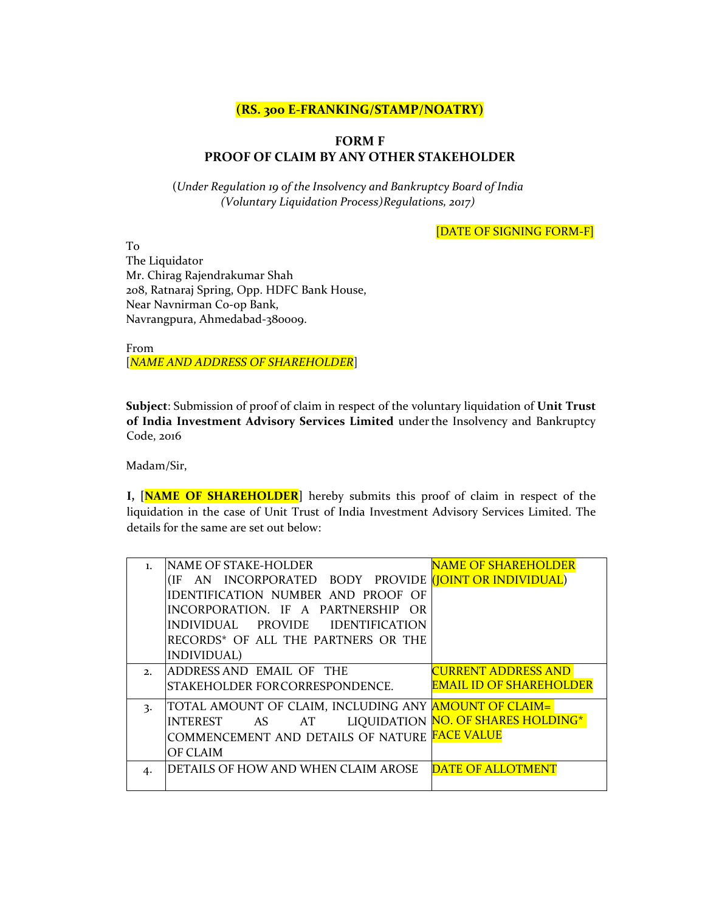**(RS. 300 E-FRANKING/STAMP/NOATRY)**

# FORM F
## PROOF OF CLAIM BY ANY OTHER STAKEHOLDER

(*Under Regulation 19 of the Insolvency and Bankruptcy Board of India (Voluntary Liquidation Process)Regulations, 2017)*

[DATE OF SIGNING FORM-F]

To
The Liquidator
Mr. Chirag Rajendrakumar Shah
208, Ratnaraj Spring, Opp. HDFC Bank House,
Near Navnirman Co-op Bank,
Navrangpura, Ahmedabad-380009.

From
[*NAME AND ADDRESS OF SHAREHOLDER*]

**Subject**: Submission of proof of claim in respect of the voluntary liquidation of **Unit Trust of India Investment Advisory Services Limited** under the Insolvency and Bankruptcy Code, 2016

Madam/Sir,

**I,** [**NAME OF SHAREHOLDER**] hereby submits this proof of claim in respect of the liquidation in the case of Unit Trust of India Investment Advisory Services Limited. The details for the same are set out below:

| | | |
|---|---|---|
| 1. | NAME OF STAKE-HOLDER (IF AN INCORPORATED BODY PROVIDE IDENTIFICATION NUMBER AND PROOF OF INCORPORATION. IF A PARTNERSHIP OR INDIVIDUAL PROVIDE IDENTIFICATION RECORDS* OF ALL THE PARTNERS OR THE INDIVIDUAL) | NAME OF SHAREHOLDER (JOINT OR INDIVIDUAL) |
| 2. | ADDRESS AND EMAIL OF THE STAKEHOLDER FORCORRESPONDENCE. | CURRENT ADDRESS AND EMAIL ID OF SHAREHOLDER |
| 3. | TOTAL AMOUNT OF CLAIM, INCLUDING ANY INTEREST AS AT LIQUIDATION COMMENCEMENT AND DETAILS OF NATURE OF CLAIM | AMOUNT OF CLAIM= NO. OF SHARES HOLDING* FACE VALUE |
| 4. | DETAILS OF HOW AND WHEN CLAIM AROSE | DATE OF ALLOTMENT |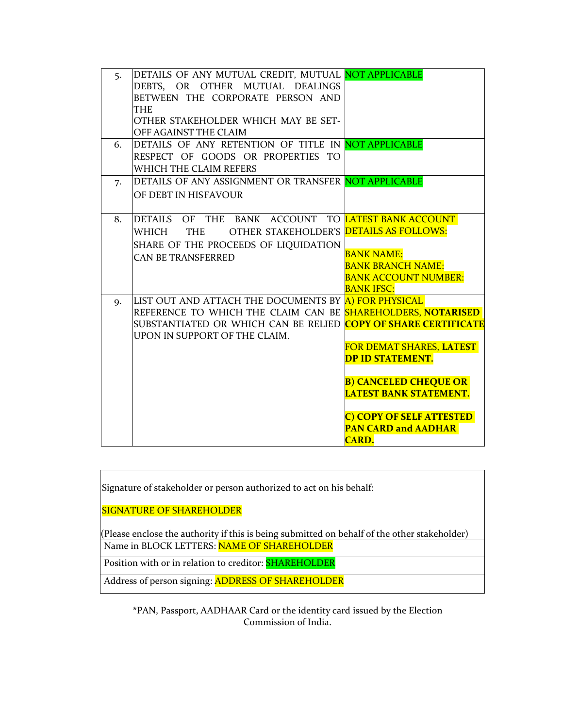| | | |
|---|---|---|
| 5. | DETAILS OF ANY MUTUAL CREDIT, MUTUAL DEBTS, OR OTHER MUTUAL DEALINGS BETWEEN THE CORPORATE PERSON AND THE OTHER STAKEHOLDER WHICH MAY BE SET-OFF AGAINST THE CLAIM | NOT APPLICABLE |
| 6. | DETAILS OF ANY RETENTION OF TITLE IN RESPECT OF GOODS OR PROPERTIES TO WHICH THE CLAIM REFERS | NOT APPLICABLE |
| 7. | DETAILS OF ANY ASSIGNMENT OR TRANSFER OF DEBT IN HISFAVOUR | NOT APPLICABLE |
| 8. | DETAILS OF THE BANK ACCOUNT TO WHICH THE OTHER STAKEHOLDER'S SHARE OF THE PROCEEDS OF LIQUIDATION CAN BE TRANSFERRED | LATEST BANK ACCOUNT DETAILS AS FOLLOWS:<br><br>BANK NAME:<br>BANK BRANCH NAME:<br>BANK ACCOUNT NUMBER:<br>BANK IFSC: |
| 9. | LIST OUT AND ATTACH THE DOCUMENTS BY REFERENCE TO WHICH THE CLAIM CAN BE SUBSTANTIATED OR WHICH CAN BE RELIED UPON IN SUPPORT OF THE CLAIM. | A) FOR PHYSICAL SHAREHOLDERS, **NOTARISED COPY OF SHARE CERTIFICATE**<br><br>FOR DEMAT SHARES, **LATEST DP ID STATEMENT.**<br><br>**B) CANCELED CHEQUE OR LATEST BANK STATEMENT.**<br><br>**C) COPY OF SELF ATTESTED PAN CARD and AADHAR CARD.** |

| |
|---|
| Signature of stakeholder or person authorized to act on his behalf:<br><br>SIGNATURE OF SHAREHOLDER<br><br>(Please enclose the authority if this is being submitted on behalf of the other stakeholder) |
| Name in BLOCK LETTERS: NAME OF SHAREHOLDER |
| Position with or in relation to creditor: SHAREHOLDER |
| Address of person signing: ADDRESS OF SHAREHOLDER |

*PAN, Passport, AADHAAR Card or the identity card issued by the Election Commission of India.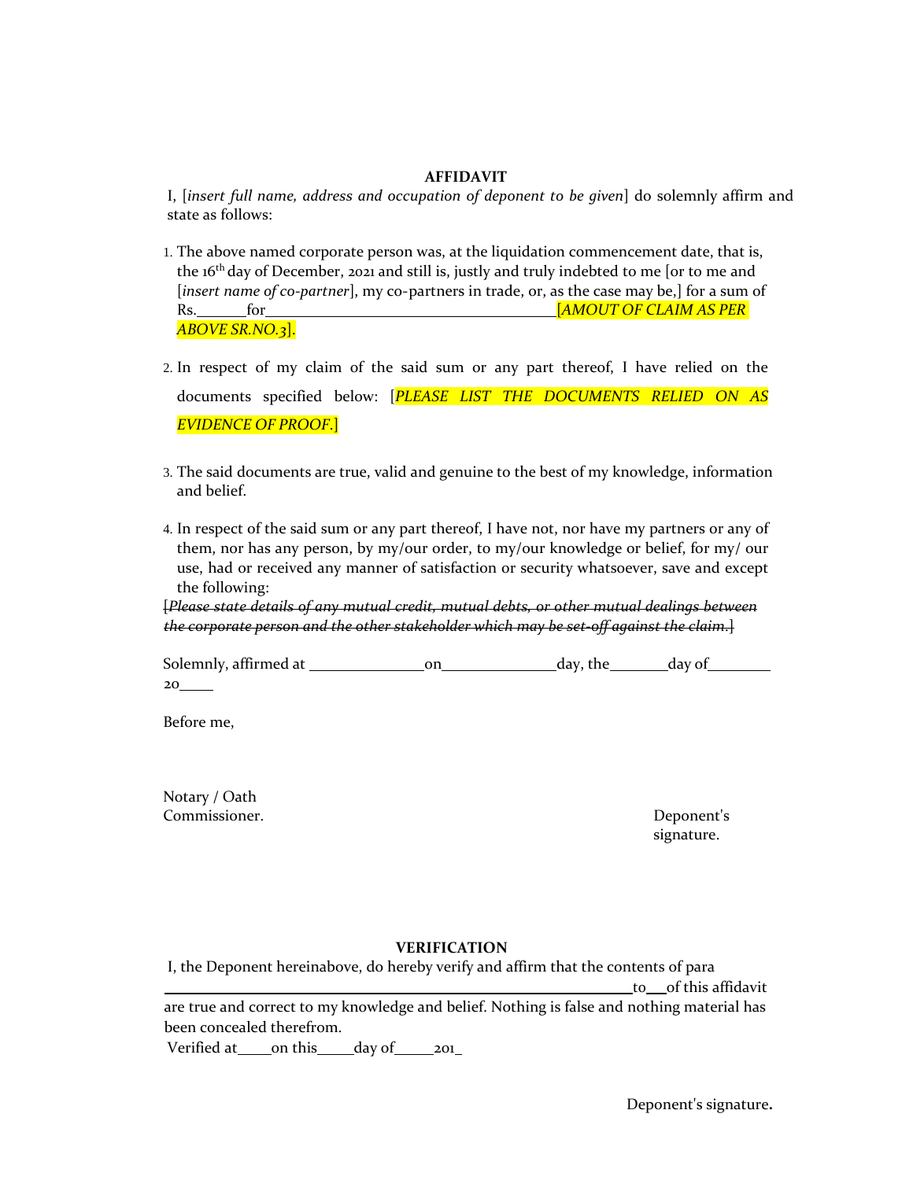## AFFIDAVIT

I, [*insert full name, address and occupation of deponent to be given*] do solemnly affirm and state as follows:

1. The above named corporate person was, at the liquidation commencement date, that is, the 16th day of December, 2021 and still is, justly and truly indebted to me [or to me and [*insert name of co-partner*], my co-partners in trade, or, as the case may be,] for a sum of Rs.\_\_\_\_\_\_ for\_\_\_\_\_\_\_\_\_\_\_\_\_\_\_\_\_\_\_\_\_\_\_\_\_\_\_\_\_\_\_\_\_\_\_\_\_\_[*AMOUT OF CLAIM AS PER ABOVE SR.NO.3*].

2. In respect of my claim of the said sum or any part thereof, I have relied on the documents specified below: [*PLEASE LIST THE DOCUMENTS RELIED ON AS EVIDENCE OF PROOF.*]

3. The said documents are true, valid and genuine to the best of my knowledge, information and belief.

4. In respect of the said sum or any part thereof, I have not, nor have my partners or any of them, nor has any person, by my/our order, to my/our knowledge or belief, for my/ our use, had or received any manner of satisfaction or security whatsoever, save and except the following:

~~[*Please state details of any mutual credit, mutual debts, or other mutual dealings between the corporate person and the other stakeholder which may be set-off against the claim.*]~~

Solemnly, affirmed at \_\_\_\_\_\_\_\_\_\_\_\_\_\_\_ on \_\_\_\_\_\_\_\_\_\_\_\_\_\_\_ day, the \_\_\_\_\_\_\_ day of \_\_\_\_\_\_\_\_ 20\_\_\_\_

Before me,

Notary / Oath Commissioner.

Deponent's signature.

## VERIFICATION

I, the Deponent hereinabove, do hereby verify and affirm that the contents of para \_\_\_\_\_\_\_\_\_\_\_\_\_\_\_\_\_\_\_\_\_\_\_\_\_\_\_\_\_\_\_\_\_\_\_\_\_\_\_\_\_\_\_\_\_\_\_\_\_\_\_\_\_\_\_\_\_\_\_\_ to \_\_\_ of this affidavit are true and correct to my knowledge and belief. Nothing is false and nothing material has been concealed therefrom.

Verified at \_\_\_\_\_ on this \_\_\_\_\_ day of \_\_\_\_\_ 201\_

Deponent's signature.